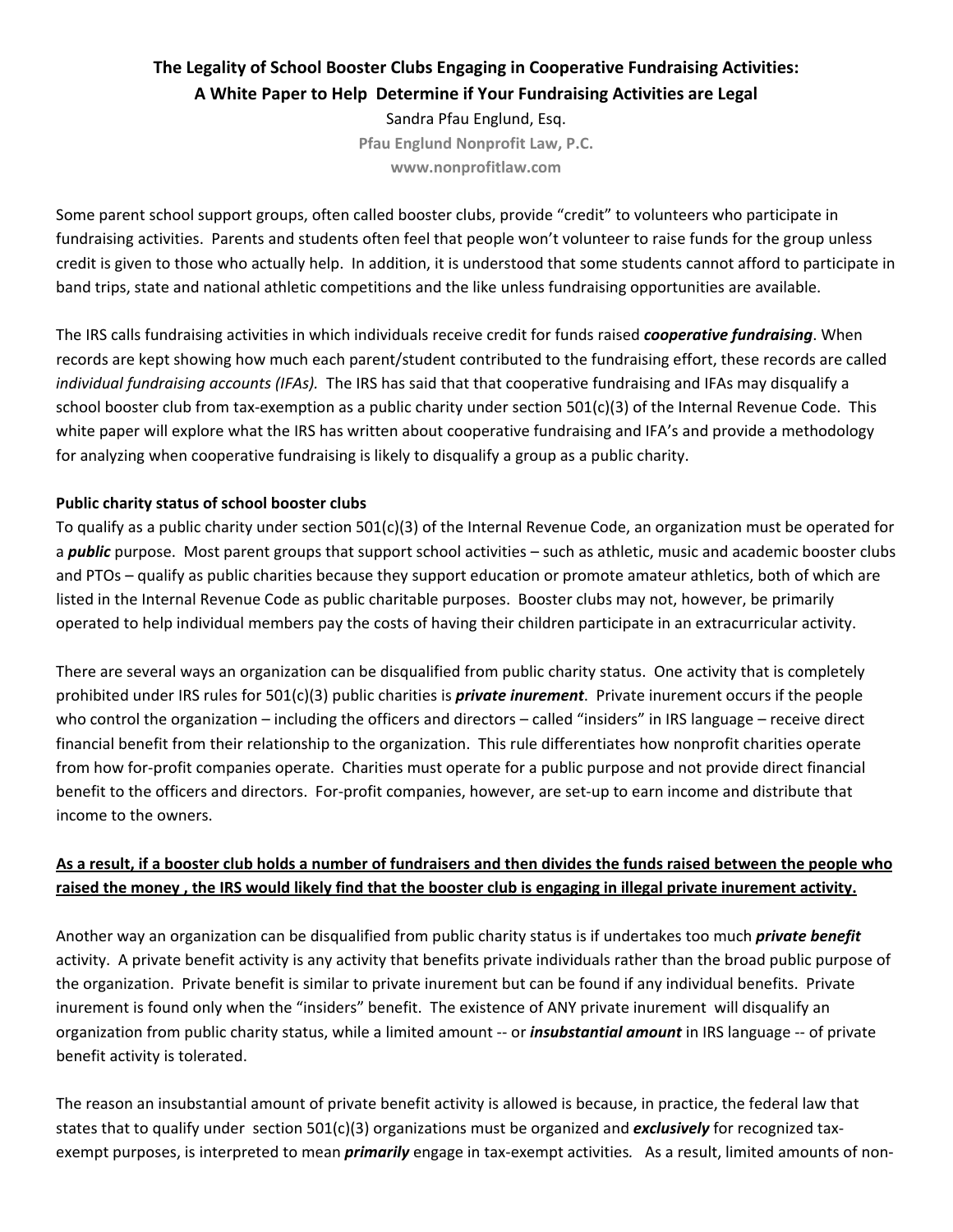# The Legality of School Booster Clubs Engaging in Cooperative Fundraising Activities: A White Paper to Help Determine if Your Fundraising Activities are Legal

Sandra Pfau Englund, Esq.

**Pfau Englund Nonprofit Law, P.C.**

**www.nonprofitlaw.com**

Some parent school support groups, often called booster clubs, provide "credit" to volunteers who participate in fundraising activities. Parents and students often feel that people won't volunteer to raise funds for the group unless credit is given to those who actually help. In addition, it is understood that some students cannot afford to participate in band trips, state and national athletic competitions and the like unless fundraising opportunities are available.

The IRS calls fundraising activities in which individuals receive credit for funds raised ***cooperative fundraising***. When records are kept showing how much each parent/student contributed to the fundraising effort, these records are called *individual fundraising accounts (IFAs).* The IRS has said that that cooperative fundraising and IFAs may disqualify a school booster club from tax-exemption as a public charity under section 501(c)(3) of the Internal Revenue Code. This white paper will explore what the IRS has written about cooperative fundraising and IFA's and provide a methodology for analyzing when cooperative fundraising is likely to disqualify a group as a public charity.

**Public charity status of school booster clubs**

To qualify as a public charity under section 501(c)(3) of the Internal Revenue Code, an organization must be operated for a ***public*** purpose. Most parent groups that support school activities – such as athletic, music and academic booster clubs and PTOs – qualify as public charities because they support education or promote amateur athletics, both of which are listed in the Internal Revenue Code as public charitable purposes. Booster clubs may not, however, be primarily operated to help individual members pay the costs of having their children participate in an extracurricular activity.

There are several ways an organization can be disqualified from public charity status. One activity that is completely prohibited under IRS rules for 501(c)(3) public charities is ***private inurement***. Private inurement occurs if the people who control the organization – including the officers and directors – called "insiders" in IRS language – receive direct financial benefit from their relationship to the organization. This rule differentiates how nonprofit charities operate from how for-profit companies operate. Charities must operate for a public purpose and not provide direct financial benefit to the officers and directors. For-profit companies, however, are set-up to earn income and distribute that income to the owners.

<u>**As a result, if a booster club holds a number of fundraisers and then divides the funds raised between the people who raised the money , the IRS would likely find that the booster club is engaging in illegal private inurement activity.**</u>

Another way an organization can be disqualified from public charity status is if undertakes too much ***private benefit*** activity. A private benefit activity is any activity that benefits private individuals rather than the broad public purpose of the organization. Private benefit is similar to private inurement but can be found if any individual benefits. Private inurement is found only when the "insiders" benefit. The existence of ANY private inurement will disqualify an organization from public charity status, while a limited amount -- or ***insubstantial amount*** in IRS language -- of private benefit activity is tolerated.

The reason an insubstantial amount of private benefit activity is allowed is because, in practice, the federal law that states that to qualify under section 501(c)(3) organizations must be organized and ***exclusively*** for recognized tax-exempt purposes, is interpreted to mean ***primarily*** engage in tax-exempt activities*.* As a result, limited amounts of non-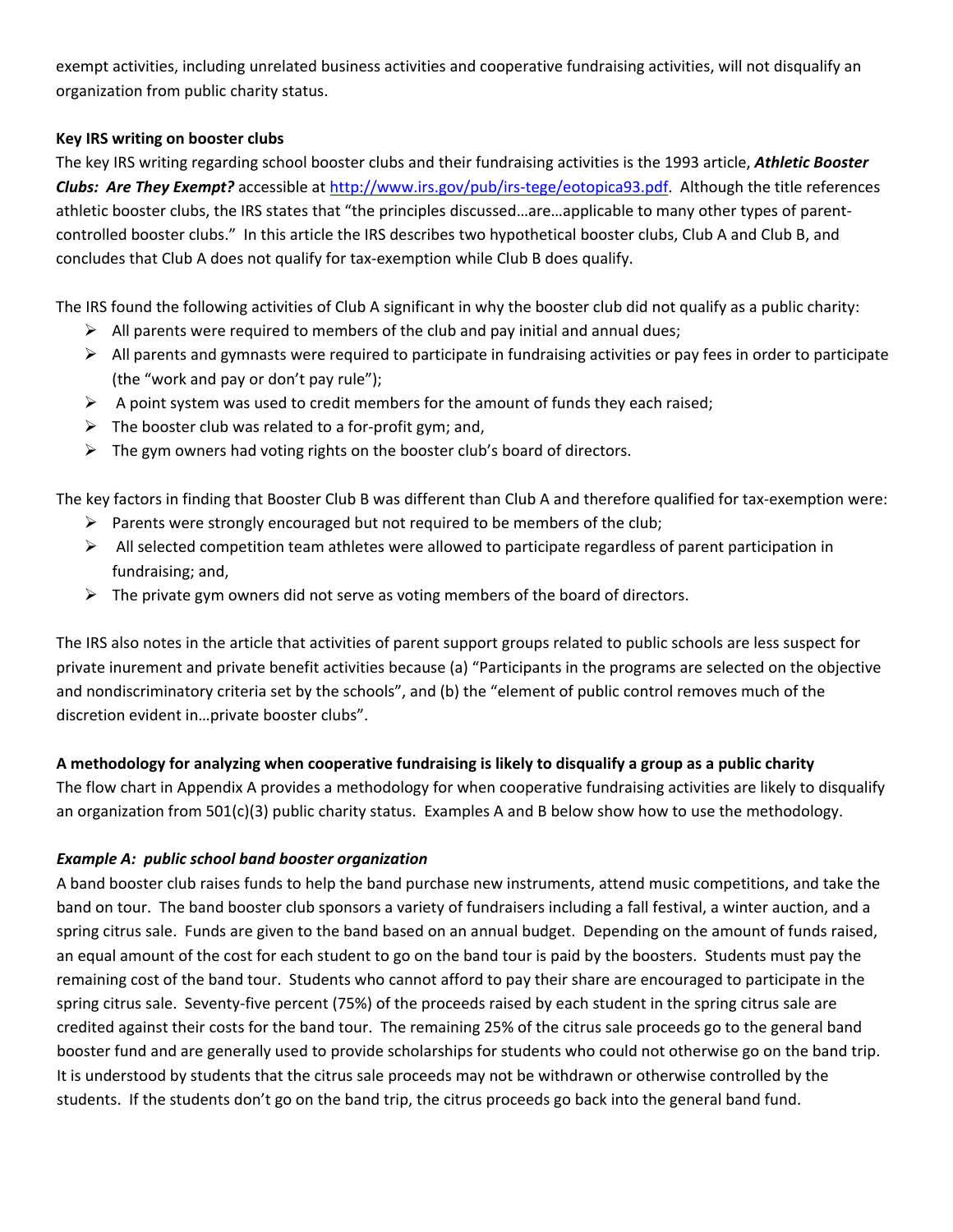exempt activities, including unrelated business activities and cooperative fundraising activities, will not disqualify an organization from public charity status.

**Key IRS writing on booster clubs**

The key IRS writing regarding school booster clubs and their fundraising activities is the 1993 article, ***Athletic Booster Clubs: Are They Exempt?*** accessible at http://www.irs.gov/pub/irs-tege/eotopica93.pdf. Although the title references athletic booster clubs, the IRS states that "the principles discussed…are…applicable to many other types of parent-controlled booster clubs." In this article the IRS describes two hypothetical booster clubs, Club A and Club B, and concludes that Club A does not qualify for tax-exemption while Club B does qualify.

The IRS found the following activities of Club A significant in why the booster club did not qualify as a public charity:

- All parents were required to members of the club and pay initial and annual dues;
- All parents and gymnasts were required to participate in fundraising activities or pay fees in order to participate (the "work and pay or don't pay rule");
- A point system was used to credit members for the amount of funds they each raised;
- The booster club was related to a for-profit gym; and,
- The gym owners had voting rights on the booster club's board of directors.

The key factors in finding that Booster Club B was different than Club A and therefore qualified for tax-exemption were:

- Parents were strongly encouraged but not required to be members of the club;
- All selected competition team athletes were allowed to participate regardless of parent participation in fundraising; and,
- The private gym owners did not serve as voting members of the board of directors.

The IRS also notes in the article that activities of parent support groups related to public schools are less suspect for private inurement and private benefit activities because (a) "Participants in the programs are selected on the objective and nondiscriminatory criteria set by the schools", and (b) the "element of public control removes much of the discretion evident in…private booster clubs".

**A methodology for analyzing when cooperative fundraising is likely to disqualify a group as a public charity**

The flow chart in Appendix A provides a methodology for when cooperative fundraising activities are likely to disqualify an organization from 501(c)(3) public charity status. Examples A and B below show how to use the methodology.

***Example A: public school band booster organization***

A band booster club raises funds to help the band purchase new instruments, attend music competitions, and take the band on tour. The band booster club sponsors a variety of fundraisers including a fall festival, a winter auction, and a spring citrus sale. Funds are given to the band based on an annual budget. Depending on the amount of funds raised, an equal amount of the cost for each student to go on the band tour is paid by the boosters. Students must pay the remaining cost of the band tour. Students who cannot afford to pay their share are encouraged to participate in the spring citrus sale. Seventy-five percent (75%) of the proceeds raised by each student in the spring citrus sale are credited against their costs for the band tour. The remaining 25% of the citrus sale proceeds go to the general band booster fund and are generally used to provide scholarships for students who could not otherwise go on the band trip. It is understood by students that the citrus sale proceeds may not be withdrawn or otherwise controlled by the students. If the students don't go on the band trip, the citrus proceeds go back into the general band fund.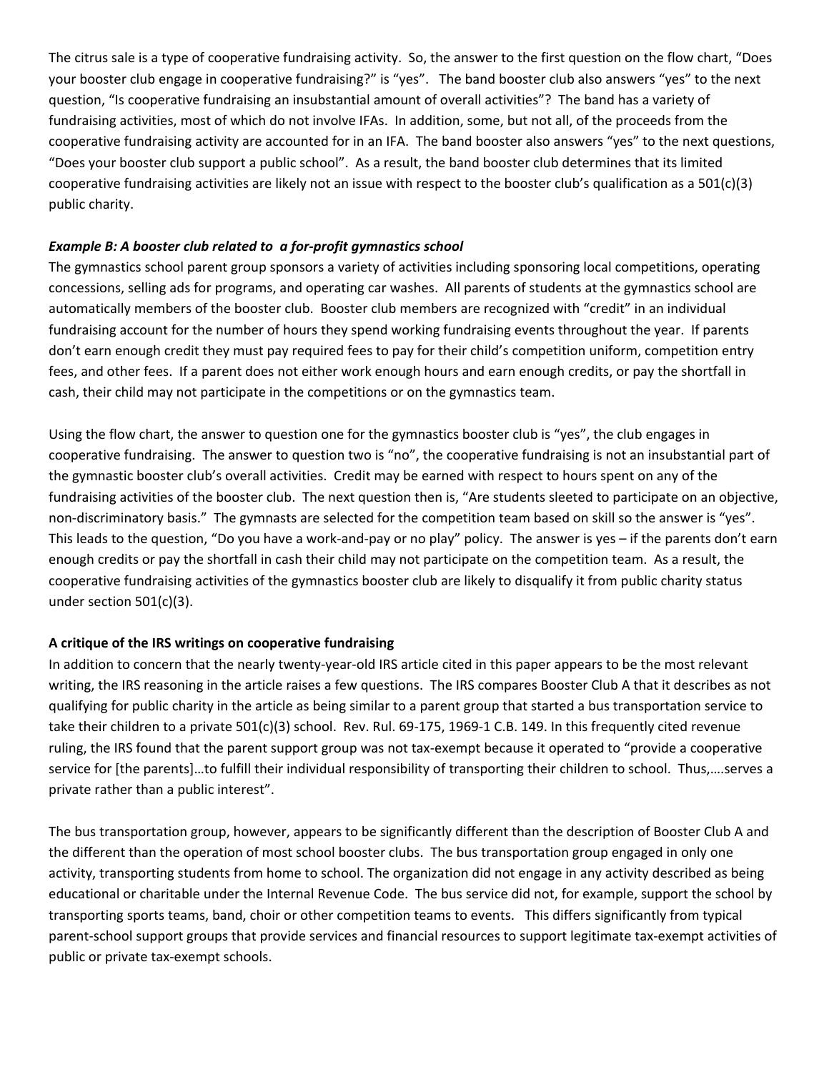The citrus sale is a type of cooperative fundraising activity. So, the answer to the first question on the flow chart, "Does your booster club engage in cooperative fundraising?" is "yes". The band booster club also answers "yes" to the next question, "Is cooperative fundraising an insubstantial amount of overall activities"? The band has a variety of fundraising activities, most of which do not involve IFAs. In addition, some, but not all, of the proceeds from the cooperative fundraising activity are accounted for in an IFA. The band booster also answers "yes" to the next questions, "Does your booster club support a public school". As a result, the band booster club determines that its limited cooperative fundraising activities are likely not an issue with respect to the booster club's qualification as a 501(c)(3) public charity.

***Example B: A booster club related to a for-profit gymnastics school***

The gymnastics school parent group sponsors a variety of activities including sponsoring local competitions, operating concessions, selling ads for programs, and operating car washes. All parents of students at the gymnastics school are automatically members of the booster club. Booster club members are recognized with "credit" in an individual fundraising account for the number of hours they spend working fundraising events throughout the year. If parents don't earn enough credit they must pay required fees to pay for their child's competition uniform, competition entry fees, and other fees. If a parent does not either work enough hours and earn enough credits, or pay the shortfall in cash, their child may not participate in the competitions or on the gymnastics team.

Using the flow chart, the answer to question one for the gymnastics booster club is "yes", the club engages in cooperative fundraising. The answer to question two is "no", the cooperative fundraising is not an insubstantial part of the gymnastic booster club's overall activities. Credit may be earned with respect to hours spent on any of the fundraising activities of the booster club. The next question then is, "Are students sleeted to participate on an objective, non-discriminatory basis." The gymnasts are selected for the competition team based on skill so the answer is "yes". This leads to the question, "Do you have a work-and-pay or no play" policy. The answer is yes – if the parents don't earn enough credits or pay the shortfall in cash their child may not participate on the competition team. As a result, the cooperative fundraising activities of the gymnastics booster club are likely to disqualify it from public charity status under section 501(c)(3).

**A critique of the IRS writings on cooperative fundraising**

In addition to concern that the nearly twenty-year-old IRS article cited in this paper appears to be the most relevant writing, the IRS reasoning in the article raises a few questions. The IRS compares Booster Club A that it describes as not qualifying for public charity in the article as being similar to a parent group that started a bus transportation service to take their children to a private 501(c)(3) school. Rev. Rul. 69-175, 1969-1 C.B. 149. In this frequently cited revenue ruling, the IRS found that the parent support group was not tax-exempt because it operated to "provide a cooperative service for [the parents]…to fulfill their individual responsibility of transporting their children to school. Thus,….serves a private rather than a public interest".

The bus transportation group, however, appears to be significantly different than the description of Booster Club A and the different than the operation of most school booster clubs. The bus transportation group engaged in only one activity, transporting students from home to school. The organization did not engage in any activity described as being educational or charitable under the Internal Revenue Code. The bus service did not, for example, support the school by transporting sports teams, band, choir or other competition teams to events. This differs significantly from typical parent-school support groups that provide services and financial resources to support legitimate tax-exempt activities of public or private tax-exempt schools.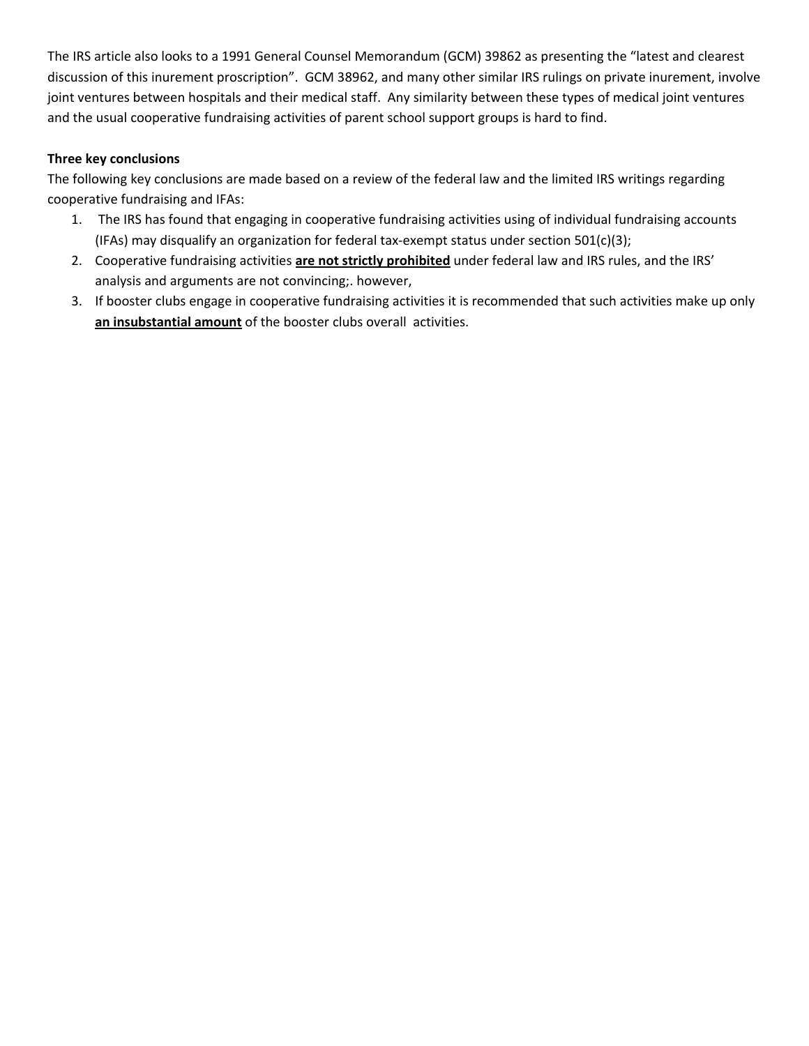The IRS article also looks to a 1991 General Counsel Memorandum (GCM) 39862 as presenting the "latest and clearest discussion of this inurement proscription". GCM 38962, and many other similar IRS rulings on private inurement, involve joint ventures between hospitals and their medical staff. Any similarity between these types of medical joint ventures and the usual cooperative fundraising activities of parent school support groups is hard to find.

**Three key conclusions**

The following key conclusions are made based on a review of the federal law and the limited IRS writings regarding cooperative fundraising and IFAs:

1. The IRS has found that engaging in cooperative fundraising activities using of individual fundraising accounts (IFAs) may disqualify an organization for federal tax-exempt status under section 501(c)(3);
2. Cooperative fundraising activities **<u>are not strictly prohibited</u>** under federal law and IRS rules, and the IRS' analysis and arguments are not convincing;. however,
3. If booster clubs engage in cooperative fundraising activities it is recommended that such activities make up only **<u>an insubstantial amount</u>** of the booster clubs overall activities.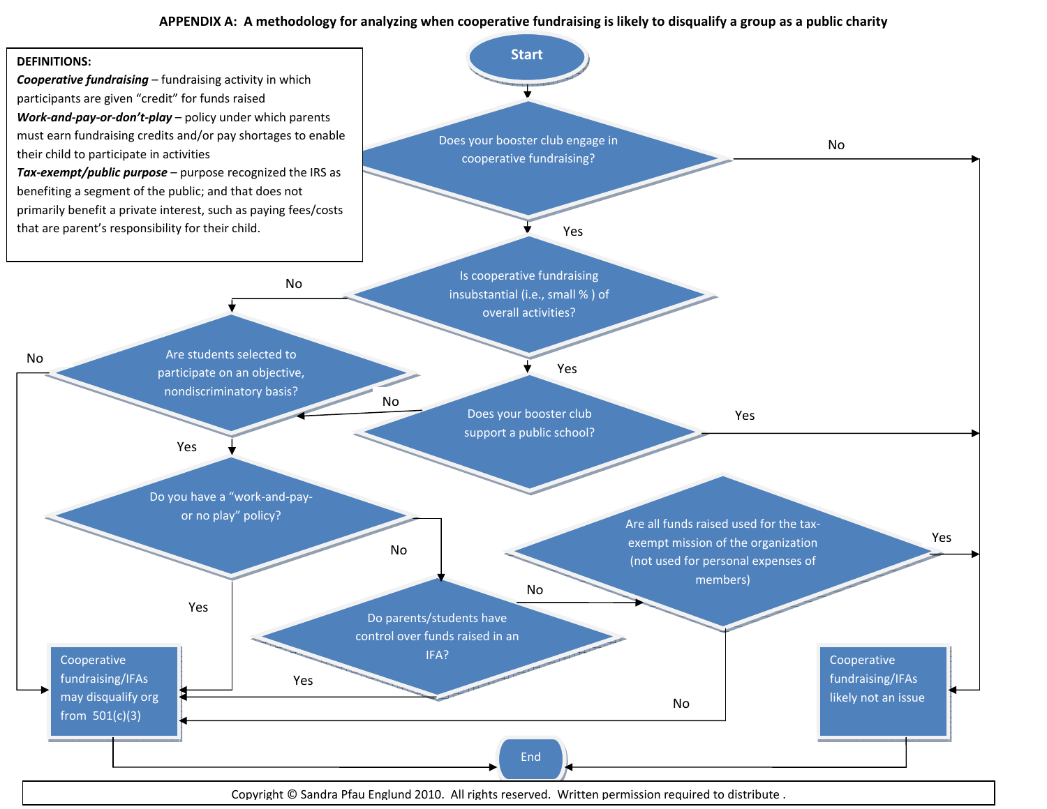# APPENDIX A: A methodology for analyzing when cooperative fundraising is likely to disqualify a group as a public charity

**DEFINITIONS:**

***Cooperative fundraising*** – fundraising activity in which participants are given "credit" for funds raised

***Work-and-pay-or-don't-play*** – policy under which parents must earn fundraising credits and/or pay shortages to enable their child to participate in activities

***Tax-exempt/public purpose*** – purpose recognized the IRS as benefiting a segment of the public; and that does not primarily benefit a private interest, such as paying fees/costs that are parent's responsibility for their child.

Start

Does your booster club engage in cooperative fundraising?

No

Yes

Is cooperative fundraising insubstantial (i.e., small % ) of overall activities?

No

Yes

Are students selected to participate on an objective, nondiscriminatory basis?

No

No

Does your booster club support a public school?

Yes

Yes

Do you have a "work-and-pay-or no play" policy?

No

Are all funds raised used for the tax-exempt mission of the organization (not used for personal expenses of members)

Yes

Yes

No

Do parents/students have control over funds raised in an IFA?

Yes

No

Cooperative fundraising/IFAs may disqualify org from 501(c)(3)

Cooperative fundraising/IFAs likely not an issue

End

Copyright © Sandra Pfau Englund 2010. All rights reserved. Written permission required to distribute .